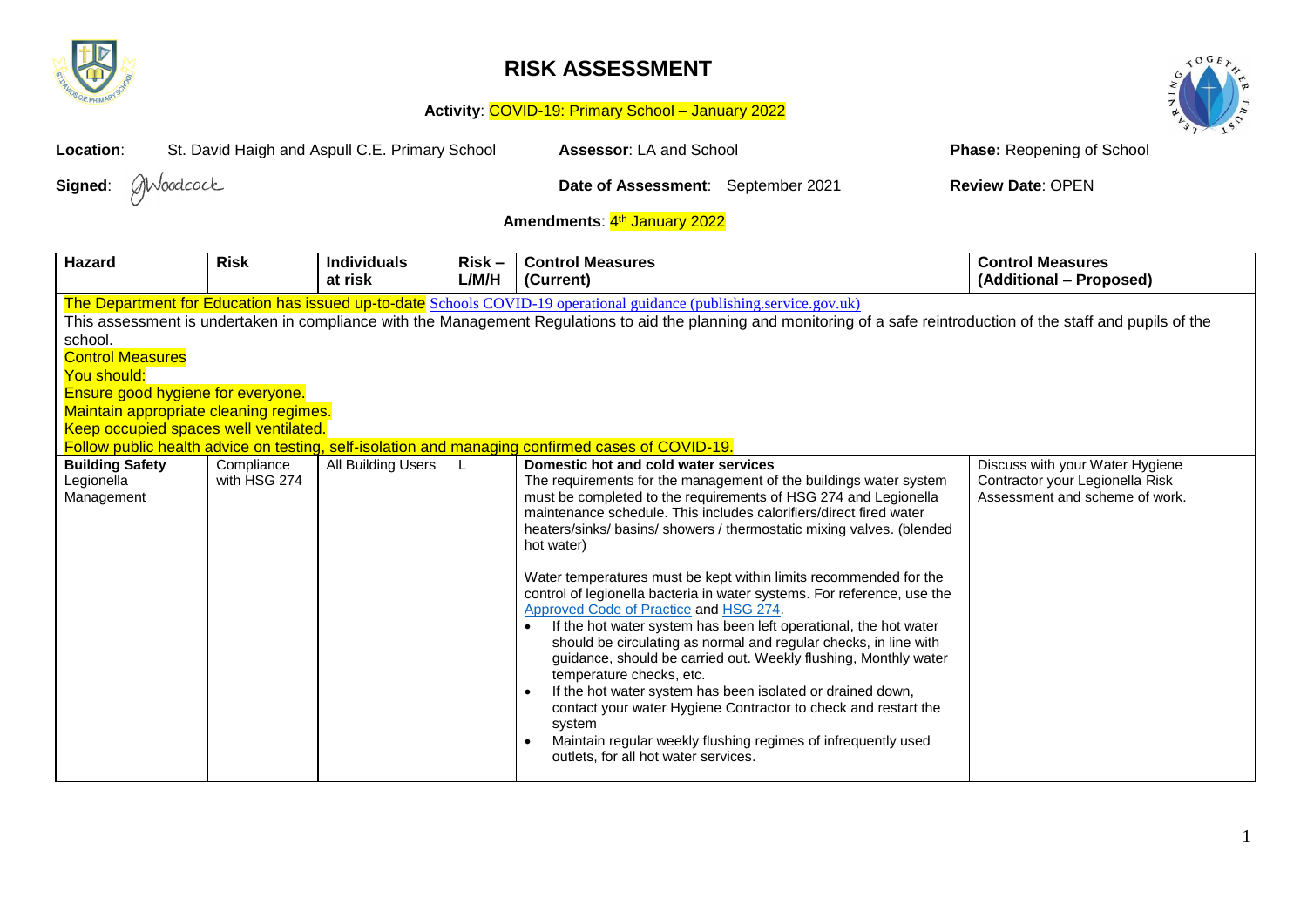# RISK ASSESSMENT

**Activity**: COVID-19: Primary School – January 2022

**Location**: St. David Haigh and Aspull C.E. Primary School **Assessor**: LA and School **Phase:** Reopening of School

**Signed**: GWoodcock **Date of Assessment**: September 2021 **Review Date**: OPEN

**Amendments**: 4th January 2022

| Hazard | Risk | Individuals at risk | Risk – L/M/H | Control Measures (Current) | Control Measures (Additional – Proposed) |
|---|---|---|---|---|---|
| The Department for Education has issued up-to-date Schools COVID-19 operational guidance (publishing.service.gov.uk)<br>This assessment is undertaken in compliance with the Management Regulations to aid the planning and monitoring of a safe reintroduction of the staff and pupils of the school.<br>Control Measures<br>You should:<br>Ensure good hygiene for everyone.<br>Maintain appropriate cleaning regimes.<br>Keep occupied spaces well ventilated.<br>Follow public health advice on testing, self-isolation and managing confirmed cases of COVID-19. | | | | | |
| **Building Safety** Legionella Management | Compliance with HSG 274 | All Building Users | L | **Domestic hot and cold water services**<br>The requirements for the management of the buildings water system must be completed to the requirements of HSG 274 and Legionella maintenance schedule. This includes calorifiers/direct fired water heaters/sinks/ basins/ showers / thermostatic mixing valves. (blended hot water)<br><br>Water temperatures must be kept within limits recommended for the control of legionella bacteria in water systems. For reference, use the Approved Code of Practice and HSG 274.<br>• If the hot water system has been left operational, the hot water should be circulating as normal and regular checks, in line with guidance, should be carried out. Weekly flushing, Monthly water temperature checks, etc.<br>• If the hot water system has been isolated or drained down, contact your water Hygiene Contractor to check and restart the system<br>• Maintain regular weekly flushing regimes of infrequently used outlets, for all hot water services. | Discuss with your Water Hygiene Contractor your Legionella Risk Assessment and scheme of work. |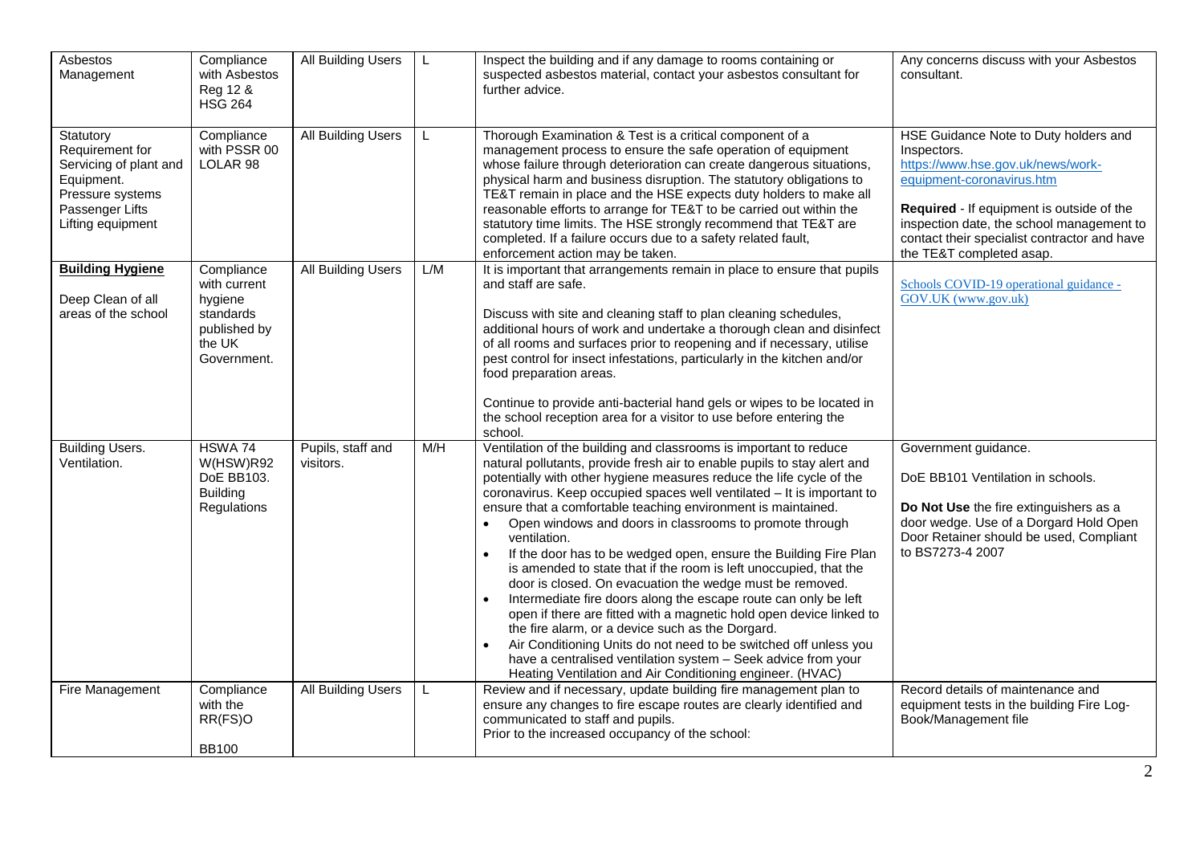| | | | | | |
|---|---|---|---|---|---|
| Asbestos Management | Compliance with Asbestos Reg 12 & HSG 264 | All Building Users | L | Inspect the building and if any damage to rooms containing or suspected asbestos material, contact your asbestos consultant for further advice. | Any concerns discuss with your Asbestos consultant. |
| Statutory Requirement for Servicing of plant and Equipment. Pressure systems Passenger Lifts Lifting equipment | Compliance with PSSR 00 LOLAR 98 | All Building Users | L | Thorough Examination & Test is a critical component of a management process to ensure the safe operation of equipment whose failure through deterioration can create dangerous situations, physical harm and business disruption. The statutory obligations to TE&T remain in place and the HSE expects duty holders to make all reasonable efforts to arrange for TE&T to be carried out within the statutory time limits. The HSE strongly recommend that TE&T are completed. If a failure occurs due to a safety related fault, enforcement action may be taken. | HSE Guidance Note to Duty holders and Inspectors. https://www.hse.gov.uk/news/work-equipment-coronavirus.htm<br><br>**Required** - If equipment is outside of the inspection date, the school management to contact their specialist contractor and have the TE&T completed asap. |
| **Building Hygiene**<br><br>Deep Clean of all areas of the school | Compliance with current hygiene standards published by the UK Government. | All Building Users | L/M | It is important that arrangements remain in place to ensure that pupils and staff are safe.<br><br>Discuss with site and cleaning staff to plan cleaning schedules, additional hours of work and undertake a thorough clean and disinfect of all rooms and surfaces prior to reopening and if necessary, utilise pest control for insect infestations, particularly in the kitchen and/or food preparation areas.<br><br>Continue to provide anti-bacterial hand gels or wipes to be located in the school reception area for a visitor to use before entering the school. | Schools COVID-19 operational guidance - GOV.UK (www.gov.uk) |
| Building Users. Ventilation. | HSWA 74 W(HSW)R92 DoE BB103. Building Regulations | Pupils, staff and visitors. | M/H | Ventilation of the building and classrooms is important to reduce natural pollutants, provide fresh air to enable pupils to stay alert and potentially with other hygiene measures reduce the life cycle of the coronavirus. Keep occupied spaces well ventilated – It is important to ensure that a comfortable teaching environment is maintained.<br>• Open windows and doors in classrooms to promote through ventilation.<br>• If the door has to be wedged open, ensure the Building Fire Plan is amended to state that if the room is left unoccupied, that the door is closed. On evacuation the wedge must be removed.<br>• Intermediate fire doors along the escape route can only be left open if there are fitted with a magnetic hold open device linked to the fire alarm, or a device such as the Dorgard.<br>• Air Conditioning Units do not need to be switched off unless you have a centralised ventilation system – Seek advice from your Heating Ventilation and Air Conditioning engineer. (HVAC) | Government guidance.<br><br>DoE BB101 Ventilation in schools.<br><br>**Do Not Use** the fire extinguishers as a door wedge. Use of a Dorgard Hold Open Door Retainer should be used, Compliant to BS7273-4 2007 |
| Fire Management | Compliance with the RR(FS)O<br><br>BB100 | All Building Users | L | Review and if necessary, update building fire management plan to ensure any changes to fire escape routes are clearly identified and communicated to staff and pupils.<br>Prior to the increased occupancy of the school: | Record details of maintenance and equipment tests in the building Fire Log-Book/Management file |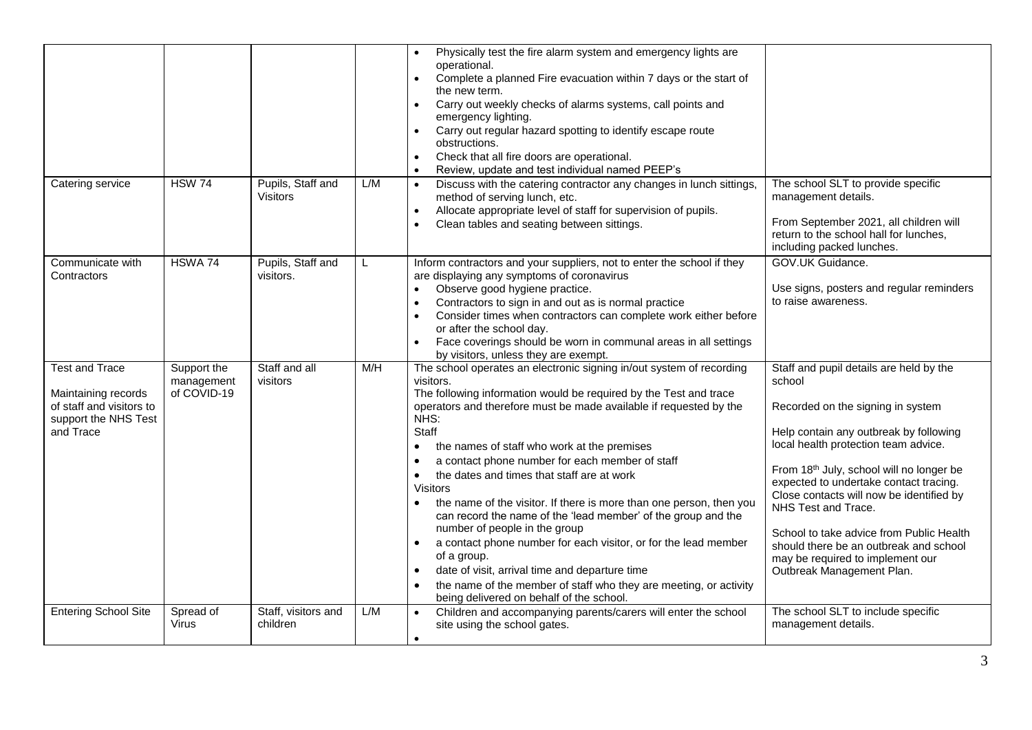| | | | | | |
|---|---|---|---|---|---|
| | | | | • Physically test the fire alarm system and emergency lights are operational.<br>• Complete a planned Fire evacuation within 7 days or the start of the new term.<br>• Carry out weekly checks of alarms systems, call points and emergency lighting.<br>• Carry out regular hazard spotting to identify escape route obstructions.<br>• Check that all fire doors are operational.<br>• Review, update and test individual named PEEP's | |
| Catering service | HSW 74 | Pupils, Staff and Visitors | L/M | • Discuss with the catering contractor any changes in lunch sittings, method of serving lunch, etc.<br>• Allocate appropriate level of staff for supervision of pupils.<br>• Clean tables and seating between sittings. | The school SLT to provide specific management details.<br><br>From September 2021, all children will return to the school hall for lunches, including packed lunches. |
| Communicate with Contractors | HSWA 74 | Pupils, Staff and visitors. | L | Inform contractors and your suppliers, not to enter the school if they are displaying any symptoms of coronavirus<br>• Observe good hygiene practice.<br>• Contractors to sign in and out as is normal practice<br>• Consider times when contractors can complete work either before or after the school day.<br>• Face coverings should be worn in communal areas in all settings by visitors, unless they are exempt. | GOV.UK Guidance.<br><br>Use signs, posters and regular reminders to raise awareness. |
| Test and Trace<br><br>Maintaining records of staff and visitors to support the NHS Test and Trace | Support the management of COVID-19 | Staff and all visitors | M/H | The school operates an electronic signing in/out system of recording visitors.<br>The following information would be required by the Test and trace operators and therefore must be made available if requested by the NHS:<br>Staff<br>• the names of staff who work at the premises<br>• a contact phone number for each member of staff<br>• the dates and times that staff are at work<br>Visitors<br>• the name of the visitor. If there is more than one person, then you can record the name of the 'lead member' of the group and the number of people in the group<br>• a contact phone number for each visitor, or for the lead member of a group.<br>• date of visit, arrival time and departure time<br>• the name of the member of staff who they are meeting, or activity being delivered on behalf of the school. | Staff and pupil details are held by the school<br><br>Recorded on the signing in system<br><br>Help contain any outbreak by following local health protection team advice.<br><br>From 18th July, school will no longer be expected to undertake contact tracing. Close contacts will now be identified by NHS Test and Trace.<br><br>School to take advice from Public Health should there be an outbreak and school may be required to implement our Outbreak Management Plan. |
| Entering School Site | Spread of Virus | Staff, visitors and children | L/M | • Children and accompanying parents/carers will enter the school site using the school gates.<br>• | The school SLT to include specific management details. |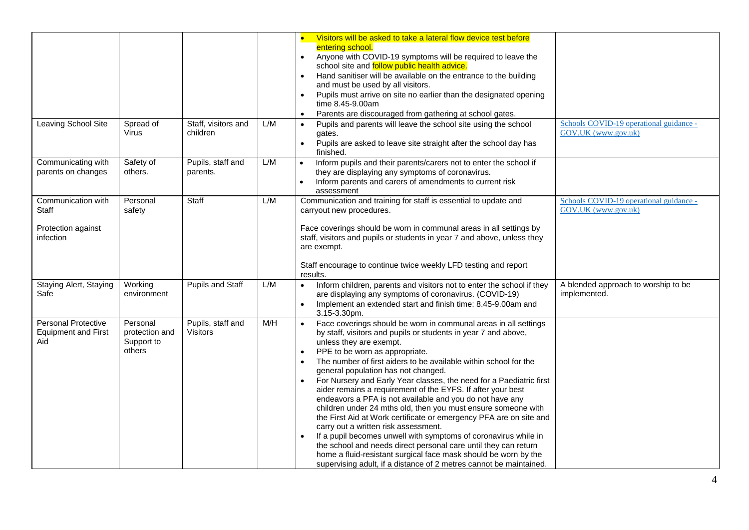| | | | | | |
|---|---|---|---|---|---|
| | | | | • Visitors will be asked to take a lateral flow device test before entering school.<br>• Anyone with COVID-19 symptoms will be required to leave the school site and follow public health advice.<br>• Hand sanitiser will be available on the entrance to the building and must be used by all visitors.<br>• Pupils must arrive on site no earlier than the designated opening time 8.45-9.00am<br>• Parents are discouraged from gathering at school gates. | |
| Leaving School Site | Spread of Virus | Staff, visitors and children | L/M | • Pupils and parents will leave the school site using the school gates.<br>• Pupils are asked to leave site straight after the school day has finished. | Schools COVID-19 operational guidance - GOV.UK (www.gov.uk) |
| Communicating with parents on changes | Safety of others. | Pupils, staff and parents. | L/M | • Inform pupils and their parents/carers not to enter the school if they are displaying any symptoms of coronavirus.<br>• Inform parents and carers of amendments to current risk assessment | |
| Communication with Staff<br><br>Protection against infection | Personal safety | Staff | L/M | Communication and training for staff is essential to update and carryout new procedures.<br><br>Face coverings should be worn in communal areas in all settings by staff, visitors and pupils or students in year 7 and above, unless they are exempt.<br><br>Staff encourage to continue twice weekly LFD testing and report results. | Schools COVID-19 operational guidance - GOV.UK (www.gov.uk) |
| Staying Alert, Staying Safe | Working environment | Pupils and Staff | L/M | • Inform children, parents and visitors not to enter the school if they are displaying any symptoms of coronavirus. (COVID-19)<br>• Implement an extended start and finish time: 8.45-9.00am and 3.15-3.30pm. | A blended approach to worship to be implemented. |
| Personal Protective Equipment and First Aid | Personal protection and Support to others | Pupils, staff and Visitors | M/H | • Face coverings should be worn in communal areas in all settings by staff, visitors and pupils or students in year 7 and above, unless they are exempt.<br>• PPE to be worn as appropriate.<br>• The number of first aiders to be available within school for the general population has not changed.<br>• For Nursery and Early Year classes, the need for a Paediatric first aider remains a requirement of the EYFS. If after your best endeavors a PFA is not available and you do not have any children under 24 mths old, then you must ensure someone with the First Aid at Work certificate or emergency PFA are on site and carry out a written risk assessment.<br>• If a pupil becomes unwell with symptoms of coronavirus while in the school and needs direct personal care until they can return home a fluid-resistant surgical face mask should be worn by the supervising adult, if a distance of 2 metres cannot be maintained. | |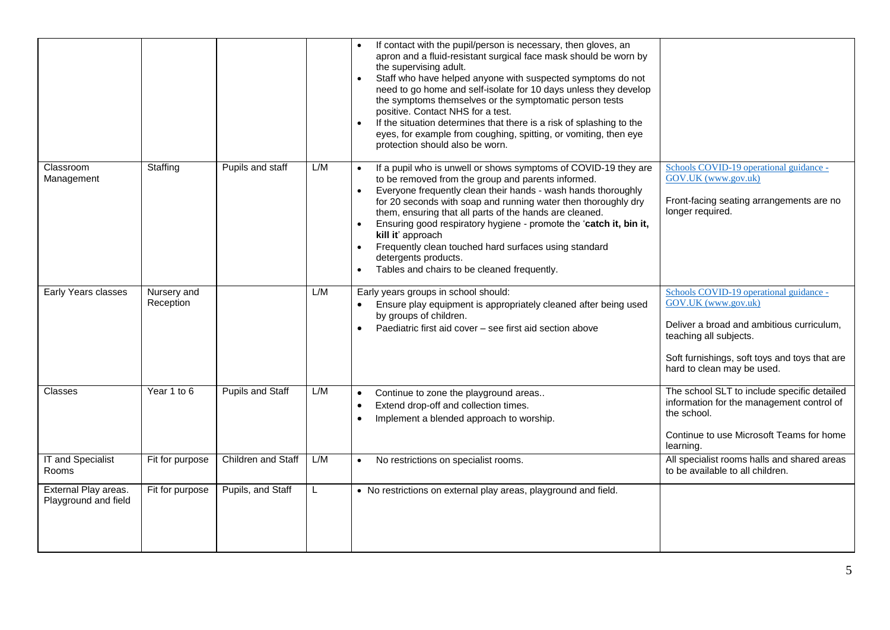| | | | | • If contact with the pupil/person is necessary, then gloves, an apron and a fluid-resistant surgical face mask should be worn by the supervising adult.<br>• Staff who have helped anyone with suspected symptoms do not need to go home and self-isolate for 10 days unless they develop the symptoms themselves or the symptomatic person tests positive. Contact NHS for a test.<br>• If the situation determines that there is a risk of splashing to the eyes, for example from coughing, spitting, or vomiting, then eye protection should also be worn. | |
|---|---|---|---|---|---|
| Classroom Management | Staffing | Pupils and staff | L/M | • If a pupil who is unwell or shows symptoms of COVID-19 they are to be removed from the group and parents informed.<br>• Everyone frequently clean their hands - wash hands thoroughly for 20 seconds with soap and running water then thoroughly dry them, ensuring that all parts of the hands are cleaned.<br>• Ensuring good respiratory hygiene - promote the '**catch it, bin it, kill it**' approach<br>• Frequently clean touched hard surfaces using standard detergents products.<br>• Tables and chairs to be cleaned frequently. | Schools COVID-19 operational guidance - GOV.UK (www.gov.uk)<br><br>Front-facing seating arrangements are no longer required. |
| Early Years classes | Nursery and Reception | | L/M | Early years groups in school should:<br>• Ensure play equipment is appropriately cleaned after being used by groups of children.<br>• Paediatric first aid cover – see first aid section above | Schools COVID-19 operational guidance - GOV.UK (www.gov.uk)<br><br>Deliver a broad and ambitious curriculum, teaching all subjects.<br><br>Soft furnishings, soft toys and toys that are hard to clean may be used. |
| Classes | Year 1 to 6 | Pupils and Staff | L/M | • Continue to zone the playground areas..<br>• Extend drop-off and collection times.<br>• Implement a blended approach to worship. | The school SLT to include specific detailed information for the management control of the school.<br><br>Continue to use Microsoft Teams for home learning. |
| IT and Specialist Rooms | Fit for purpose | Children and Staff | L/M | • No restrictions on specialist rooms. | All specialist rooms halls and shared areas to be available to all children. |
| External Play areas. Playground and field | Fit for purpose | Pupils, and Staff | L | • No restrictions on external play areas, playground and field. | |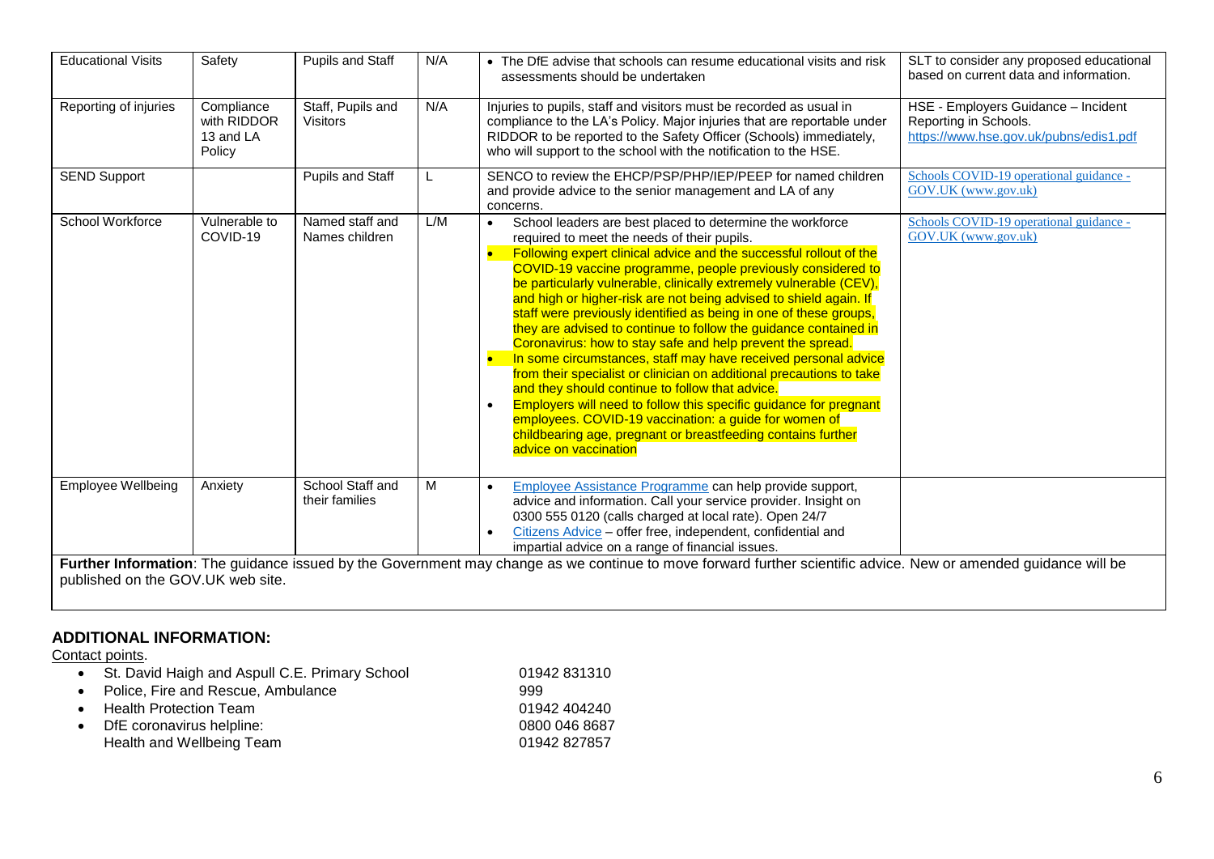| | | | | | |
|---|---|---|---|---|---|
| Educational Visits | Safety | Pupils and Staff | N/A | • The DfE advise that schools can resume educational visits and risk assessments should be undertaken | SLT to consider any proposed educational based on current data and information. |
| Reporting of injuries | Compliance with RIDDOR 13 and LA Policy | Staff, Pupils and Visitors | N/A | Injuries to pupils, staff and visitors must be recorded as usual in compliance to the LA's Policy. Major injuries that are reportable under RIDDOR to be reported to the Safety Officer (Schools) immediately, who will support to the school with the notification to the HSE. | HSE - Employers Guidance – Incident Reporting in Schools. https://www.hse.gov.uk/pubns/edis1.pdf |
| SEND Support | | Pupils and Staff | L | SENCO to review the EHCP/PSP/PHP/IEP/PEEP for named children and provide advice to the senior management and LA of any concerns. | Schools COVID-19 operational guidance - GOV.UK (www.gov.uk) |
| School Workforce | Vulnerable to COVID-19 | Named staff and Names children | L/M | • School leaders are best placed to determine the workforce required to meet the needs of their pupils.<br>• Following expert clinical advice and the successful rollout of the COVID-19 vaccine programme, people previously considered to be particularly vulnerable, clinically extremely vulnerable (CEV), and high or higher-risk are not being advised to shield again. If staff were previously identified as being in one of these groups, they are advised to continue to follow the guidance contained in Coronavirus: how to stay safe and help prevent the spread.<br>• In some circumstances, staff may have received personal advice from their specialist or clinician on additional precautions to take and they should continue to follow that advice.<br>• Employers will need to follow this specific guidance for pregnant employees. COVID-19 vaccination: a guide for women of childbearing age, pregnant or breastfeeding contains further advice on vaccination | Schools COVID-19 operational guidance - GOV.UK (www.gov.uk) |
| Employee Wellbeing | Anxiety | School Staff and their families | M | • Employee Assistance Programme can help provide support, advice and information. Call your service provider. Insight on 0300 555 0120 (calls charged at local rate). Open 24/7<br>• Citizens Advice – offer free, independent, confidential and impartial advice on a range of financial issues. | |
| **Further Information**: The guidance issued by the Government may change as we continue to move forward further scientific advice. New or amended guidance will be published on the GOV.UK web site. | | | | | |

## ADDITIONAL INFORMATION:

Contact points.

- St. David Haigh and Aspull C.E. Primary School — 01942 831310
- Police, Fire and Rescue, Ambulance — 999
- Health Protection Team — 01942 404240
- DfE coronavirus helpline: — 0800 046 8687

  Health and Wellbeing Team — 01942 827857